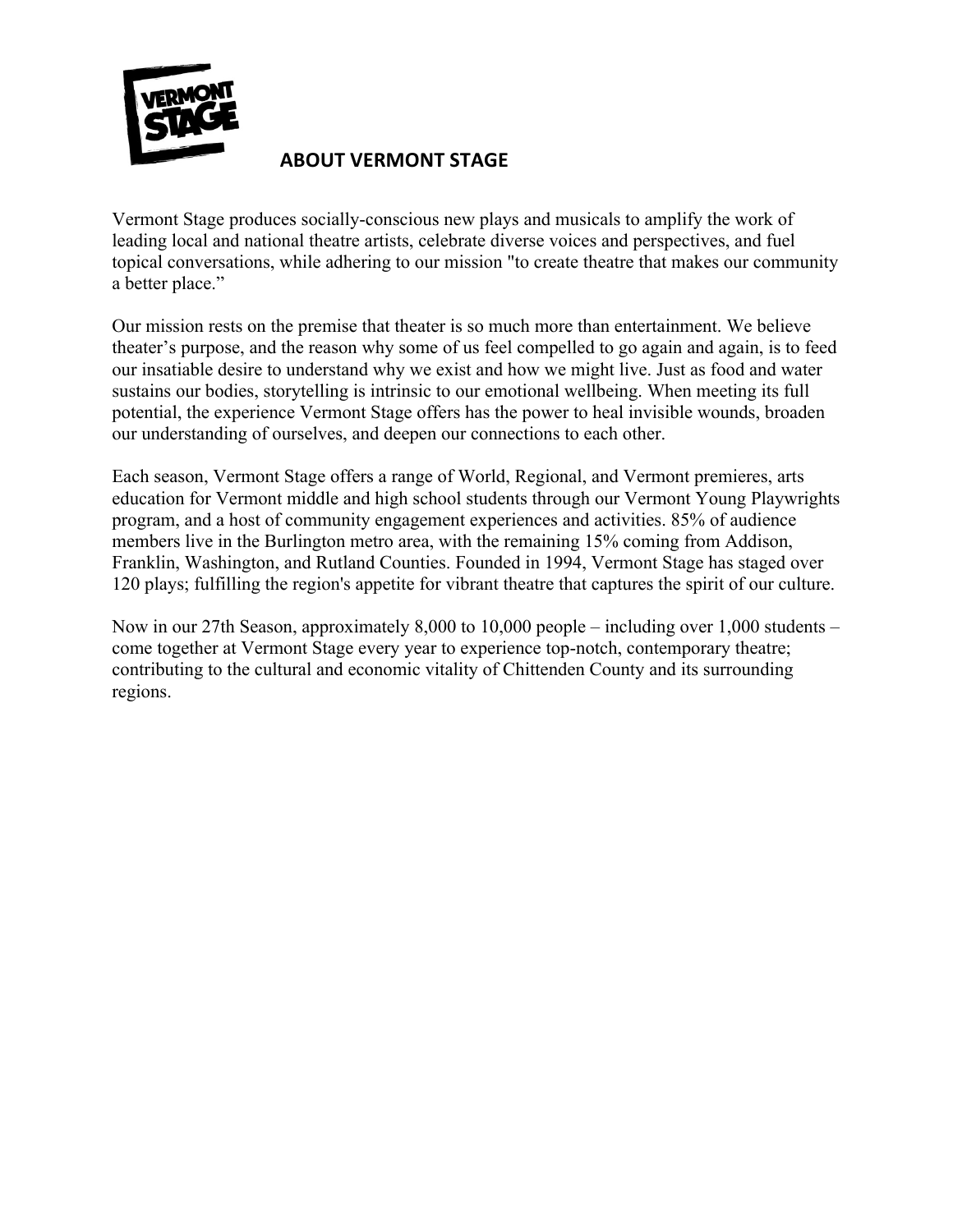# ABOUT VERMONT STAGE

Vermont Stage produces socially-conscious new plays and musicals to amplify the work of leading local and national theatre artists, celebrate diverse voices and perspectives, and fuel topical conversations, while adhering to our mission "to create theatre that makes our community a better place."

Our mission rests on the premise that theater is so much more than entertainment. We believe theater's purpose, and the reason why some of us feel compelled to go again and again, is to feed our insatiable desire to understand why we exist and how we might live. Just as food and water sustains our bodies, storytelling is intrinsic to our emotional wellbeing. When meeting its full potential, the experience Vermont Stage offers has the power to heal invisible wounds, broaden our understanding of ourselves, and deepen our connections to each other.

Each season, Vermont Stage offers a range of World, Regional, and Vermont premieres, arts education for Vermont middle and high school students through our Vermont Young Playwrights program, and a host of community engagement experiences and activities. 85% of audience members live in the Burlington metro area, with the remaining 15% coming from Addison, Franklin, Washington, and Rutland Counties. Founded in 1994, Vermont Stage has staged over 120 plays; fulfilling the region's appetite for vibrant theatre that captures the spirit of our culture.

Now in our 27th Season, approximately 8,000 to 10,000 people – including over 1,000 students – come together at Vermont Stage every year to experience top-notch, contemporary theatre; contributing to the cultural and economic vitality of Chittenden County and its surrounding regions.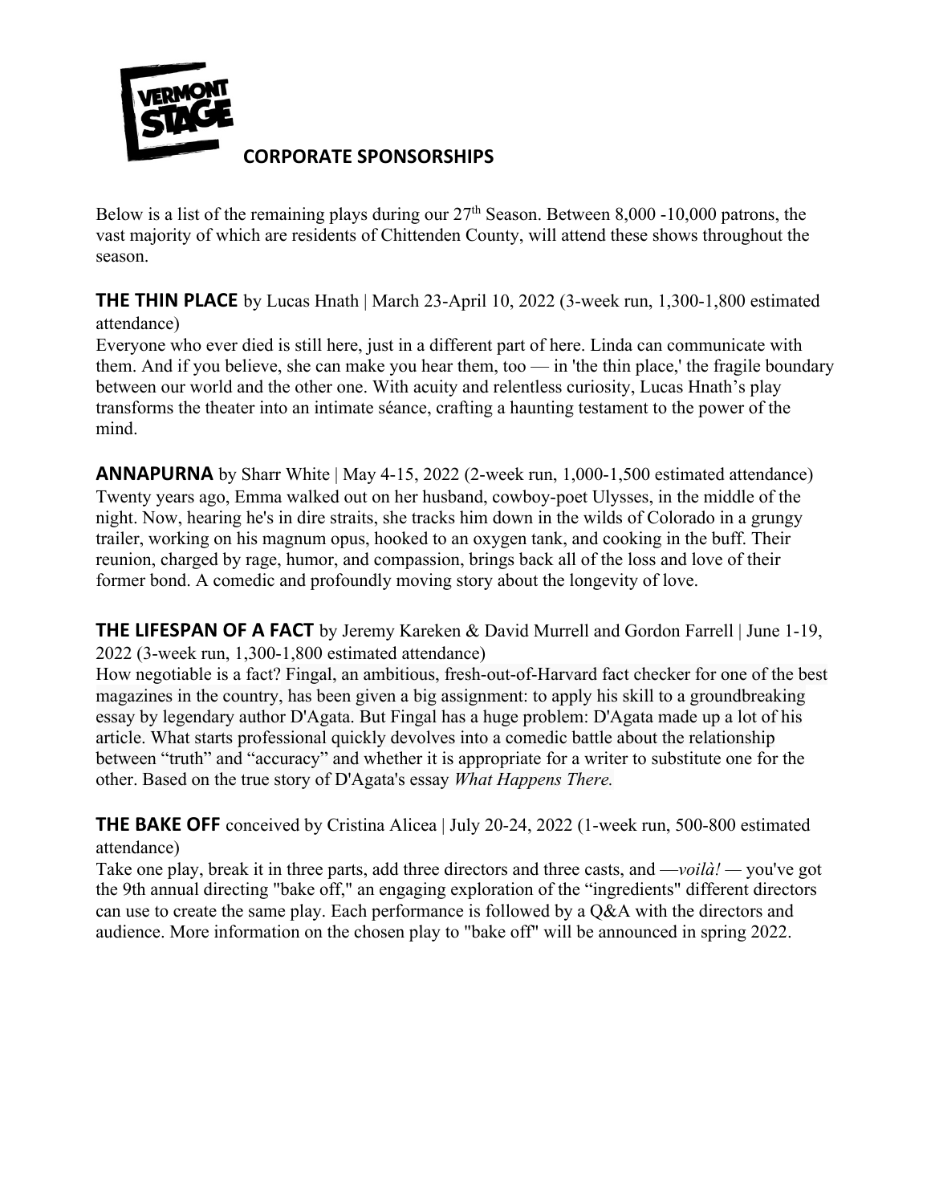# CORPORATE SPONSORSHIPS

Below is a list of the remaining plays during our 27th Season. Between 8,000 -10,000 patrons, the vast majority of which are residents of Chittenden County, will attend these shows throughout the season.

**THE THIN PLACE** by Lucas Hnath | March 23-April 10, 2022 (3-week run, 1,300-1,800 estimated attendance)
Everyone who ever died is still here, just in a different part of here. Linda can communicate with them. And if you believe, she can make you hear them, too — in 'the thin place,' the fragile boundary between our world and the other one. With acuity and relentless curiosity, Lucas Hnath's play transforms the theater into an intimate séance, crafting a haunting testament to the power of the mind.

**ANNAPURNA** by Sharr White | May 4-15, 2022 (2-week run, 1,000-1,500 estimated attendance)
Twenty years ago, Emma walked out on her husband, cowboy-poet Ulysses, in the middle of the night. Now, hearing he's in dire straits, she tracks him down in the wilds of Colorado in a grungy trailer, working on his magnum opus, hooked to an oxygen tank, and cooking in the buff. Their reunion, charged by rage, humor, and compassion, brings back all of the loss and love of their former bond. A comedic and profoundly moving story about the longevity of love.

**THE LIFESPAN OF A FACT** by Jeremy Kareken & David Murrell and Gordon Farrell | June 1-19, 2022 (3-week run, 1,300-1,800 estimated attendance)
How negotiable is a fact? Fingal, an ambitious, fresh-out-of-Harvard fact checker for one of the best magazines in the country, has been given a big assignment: to apply his skill to a groundbreaking essay by legendary author D'Agata. But Fingal has a huge problem: D'Agata made up a lot of his article. What starts professional quickly devolves into a comedic battle about the relationship between "truth" and "accuracy" and whether it is appropriate for a writer to substitute one for the other. Based on the true story of D'Agata's essay *What Happens There.*

**THE BAKE OFF** conceived by Cristina Alicea | July 20-24, 2022 (1-week run, 500-800 estimated attendance)
Take one play, break it in three parts, add three directors and three casts, and —*voilà!* — you've got the 9th annual directing "bake off," an engaging exploration of the "ingredients" different directors can use to create the same play. Each performance is followed by a Q&A with the directors and audience. More information on the chosen play to "bake off" will be announced in spring 2022.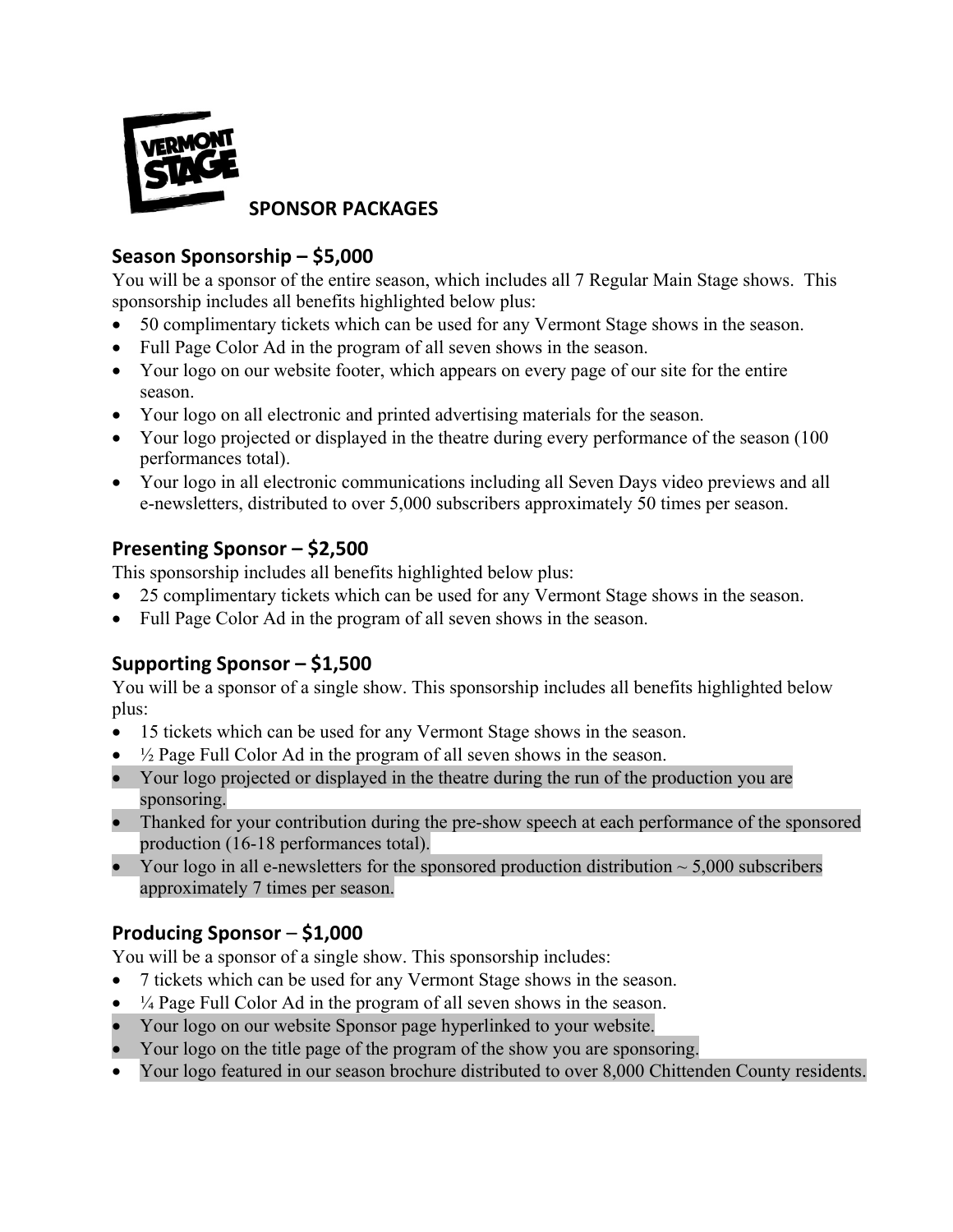# SPONSOR PACKAGES

## Season Sponsorship – $5,000

You will be a sponsor of the entire season, which includes all 7 Regular Main Stage shows. This sponsorship includes all benefits highlighted below plus:

- 50 complimentary tickets which can be used for any Vermont Stage shows in the season.
- Full Page Color Ad in the program of all seven shows in the season.
- Your logo on our website footer, which appears on every page of our site for the entire season.
- Your logo on all electronic and printed advertising materials for the season.
- Your logo projected or displayed in the theatre during every performance of the season (100 performances total).
- Your logo in all electronic communications including all Seven Days video previews and all e-newsletters, distributed to over 5,000 subscribers approximately 50 times per season.

## Presenting Sponsor – $2,500

This sponsorship includes all benefits highlighted below plus:

- 25 complimentary tickets which can be used for any Vermont Stage shows in the season.
- Full Page Color Ad in the program of all seven shows in the season.

## Supporting Sponsor – $1,500

You will be a sponsor of a single show. This sponsorship includes all benefits highlighted below plus:

- 15 tickets which can be used for any Vermont Stage shows in the season.
- ½ Page Full Color Ad in the program of all seven shows in the season.
- Your logo projected or displayed in the theatre during the run of the production you are sponsoring.
- Thanked for your contribution during the pre-show speech at each performance of the sponsored production (16-18 performances total).
- Your logo in all e-newsletters for the sponsored production distribution ~ 5,000 subscribers approximately 7 times per season.

## Producing Sponsor – $1,000

You will be a sponsor of a single show. This sponsorship includes:

- 7 tickets which can be used for any Vermont Stage shows in the season.
- ¼ Page Full Color Ad in the program of all seven shows in the season.
- Your logo on our website Sponsor page hyperlinked to your website.
- Your logo on the title page of the program of the show you are sponsoring.
- Your logo featured in our season brochure distributed to over 8,000 Chittenden County residents.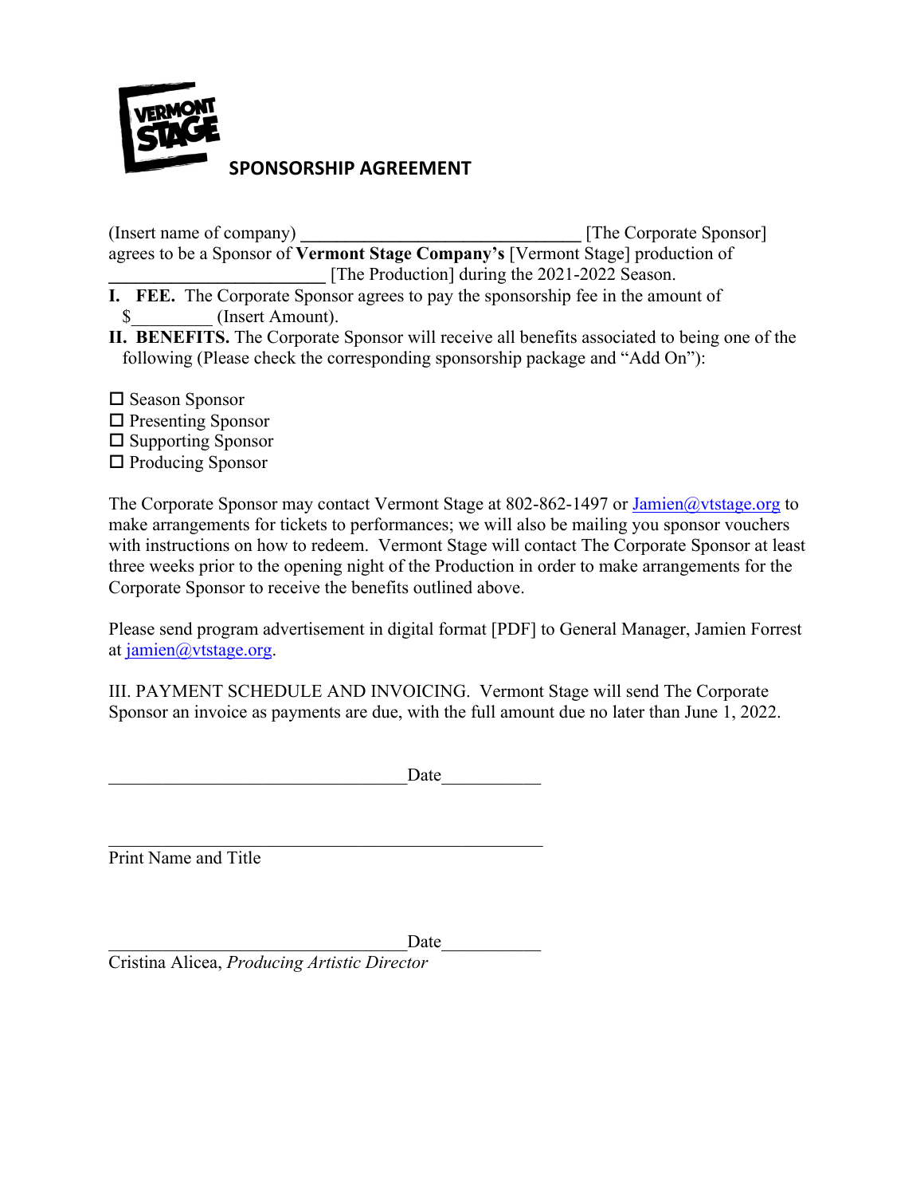VERMONT STAGE

# SPONSORSHIP AGREEMENT

(Insert name of company) ________________________________ [The Corporate Sponsor] agrees to be a Sponsor of **Vermont Stage Company's** [Vermont Stage] production of ________________________ [The Production] during the 2021-2022 Season.

**I. FEE.** The Corporate Sponsor agrees to pay the sponsorship fee in the amount of $_________ (Insert Amount).

**II. BENEFITS.** The Corporate Sponsor will receive all benefits associated to being one of the following (Please check the corresponding sponsorship package and "Add On"):

☐ Season Sponsor
☐ Presenting Sponsor
☐ Supporting Sponsor
☐ Producing Sponsor

The Corporate Sponsor may contact Vermont Stage at 802-862-1497 or Jamien@vtstage.org to make arrangements for tickets to performances; we will also be mailing you sponsor vouchers with instructions on how to redeem. Vermont Stage will contact The Corporate Sponsor at least three weeks prior to the opening night of the Production in order to make arrangements for the Corporate Sponsor to receive the benefits outlined above.

Please send program advertisement in digital format [PDF] to General Manager, Jamien Forrest at jamien@vtstage.org.

III. PAYMENT SCHEDULE AND INVOICING. Vermont Stage will send The Corporate Sponsor an invoice as payments are due, with the full amount due no later than June 1, 2022.

__________________________________Date___________

__________________________________________________
Print Name and Title

__________________________________Date___________
Cristina Alicea, *Producing Artistic Director*